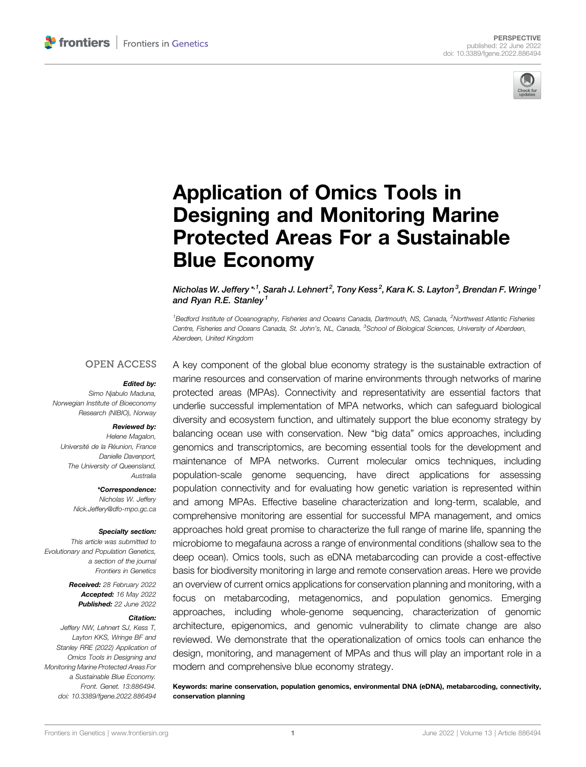PERSPECTIVE
published: 22 June 2022
doi: 10.3389/fgene.2022.886494

# Application of Omics Tools in Designing and Monitoring Marine Protected Areas For a Sustainable Blue Economy

*Nicholas W. Jeffery*[*,1], Sarah J. Lehnert[2], Tony Kess[2], Kara K. S. Layton[3], Brendan F. Wringe[1] and Ryan R.E. Stanley[1]*

[1]Bedford Institute of Oceanography, Fisheries and Oceans Canada, Dartmouth, NS, Canada, [2]Northwest Atlantic Fisheries Centre, Fisheries and Oceans Canada, St. John's, NL, Canada, [3]School of Biological Sciences, University of Aberdeen, Aberdeen, United Kingdom

OPEN ACCESS

**Edited by:**
*Simo Njabulo Maduna, Norwegian Institute of Bioeconomy Research (NIBIO), Norway*

**Reviewed by:**
*Helene Magalon, Université de la Réunion, France*
*Danielle Davenport, The University of Queensland, Australia*

***Correspondence:**
*Nicholas W. Jeffery*
*Nick.Jeffery@dfo-mpo.gc.ca*

**Specialty section:**
*This article was submitted to Evolutionary and Population Genetics, a section of the journal Frontiers in Genetics*

**Received:** *28 February 2022*
**Accepted:** *16 May 2022*
**Published:** *22 June 2022*

**Citation:**
*Jeffery NW, Lehnert SJ, Kess T, Layton KKS, Wringe BF and Stanley RRE (2022) Application of Omics Tools in Designing and Monitoring Marine Protected Areas For a Sustainable Blue Economy. Front. Genet. 13:886494. doi: 10.3389/fgene.2022.886494*

A key component of the global blue economy strategy is the sustainable extraction of marine resources and conservation of marine environments through networks of marine protected areas (MPAs). Connectivity and representativity are essential factors that underlie successful implementation of MPA networks, which can safeguard biological diversity and ecosystem function, and ultimately support the blue economy strategy by balancing ocean use with conservation. New "big data" omics approaches, including genomics and transcriptomics, are becoming essential tools for the development and maintenance of MPA networks. Current molecular omics techniques, including population-scale genome sequencing, have direct applications for assessing population connectivity and for evaluating how genetic variation is represented within and among MPAs. Effective baseline characterization and long-term, scalable, and comprehensive monitoring are essential for successful MPA management, and omics approaches hold great promise to characterize the full range of marine life, spanning the microbiome to megafauna across a range of environmental conditions (shallow sea to the deep ocean). Omics tools, such as eDNA metabarcoding can provide a cost-effective basis for biodiversity monitoring in large and remote conservation areas. Here we provide an overview of current omics applications for conservation planning and monitoring, with a focus on metabarcoding, metagenomics, and population genomics. Emerging approaches, including whole-genome sequencing, characterization of genomic architecture, epigenomics, and genomic vulnerability to climate change are also reviewed. We demonstrate that the operationalization of omics tools can enhance the design, monitoring, and management of MPAs and thus will play an important role in a modern and comprehensive blue economy strategy.

**Keywords: marine conservation, population genomics, environmental DNA (eDNA), metabarcoding, connectivity, conservation planning**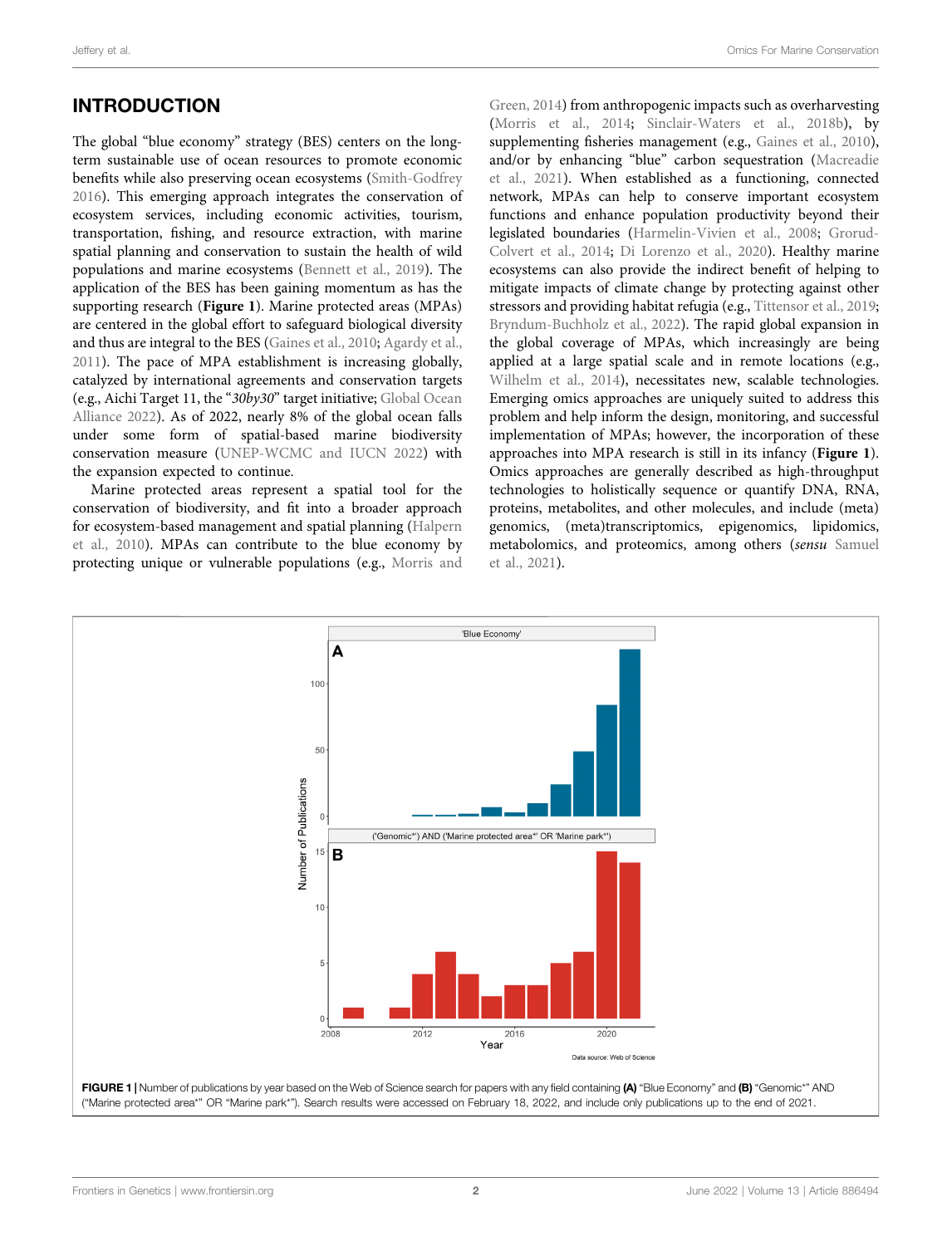## INTRODUCTION

The global "blue economy" strategy (BES) centers on the long-term sustainable use of ocean resources to promote economic benefits while also preserving ocean ecosystems (Smith-Godfrey 2016). This emerging approach integrates the conservation of ecosystem services, including economic activities, tourism, transportation, fishing, and resource extraction, with marine spatial planning and conservation to sustain the health of wild populations and marine ecosystems (Bennett et al., 2019). The application of the BES has been gaining momentum as has the supporting research (**Figure 1**). Marine protected areas (MPAs) are centered in the global effort to safeguard biological diversity and thus are integral to the BES (Gaines et al., 2010; Agardy et al., 2011). The pace of MPA establishment is increasing globally, catalyzed by international agreements and conservation targets (e.g., Aichi Target 11, the "*30by30*" target initiative; Global Ocean Alliance 2022). As of 2022, nearly 8% of the global ocean falls under some form of spatial-based marine biodiversity conservation measure (UNEP-WCMC and IUCN 2022) with the expansion expected to continue.

Marine protected areas represent a spatial tool for the conservation of biodiversity, and fit into a broader approach for ecosystem-based management and spatial planning (Halpern et al., 2010). MPAs can contribute to the blue economy by protecting unique or vulnerable populations (e.g., Morris and Green, 2014) from anthropogenic impacts such as overharvesting (Morris et al., 2014; Sinclair-Waters et al., 2018b), by supplementing fisheries management (e.g., Gaines et al., 2010), and/or by enhancing "blue" carbon sequestration (Macreadie et al., 2021). When established as a functioning, connected network, MPAs can help to conserve important ecosystem functions and enhance population productivity beyond their legislated boundaries (Harmelin-Vivien et al., 2008; Grorud-Colvert et al., 2014; Di Lorenzo et al., 2020). Healthy marine ecosystems can also provide the indirect benefit of helping to mitigate impacts of climate change by protecting against other stressors and providing habitat refugia (e.g., Tittensor et al., 2019; Bryndum-Buchholz et al., 2022). The rapid global expansion in the global coverage of MPAs, which increasingly are being applied at a large spatial scale and in remote locations (e.g., Wilhelm et al., 2014), necessitates new, scalable technologies. Emerging omics approaches are uniquely suited to address this problem and help inform the design, monitoring, and successful implementation of MPAs; however, the incorporation of these approaches into MPA research is still in its infancy (**Figure 1**). Omics approaches are generally described as high-throughput technologies to holistically sequence or quantify DNA, RNA, proteins, metabolites, and other molecules, and include (meta) genomics, (meta)transcriptomics, epigenomics, lipidomics, metabolomics, and proteomics, among others (*sensu* Samuel et al., 2021).

**FIGURE 1 |** Number of publications by year based on the Web of Science search for papers with any field containing **(A)** "Blue Economy" and **(B)** "Genomic*" AND ("Marine protected area*" OR "Marine park*"). Search results were accessed on February 18, 2022, and include only publications up to the end of 2021.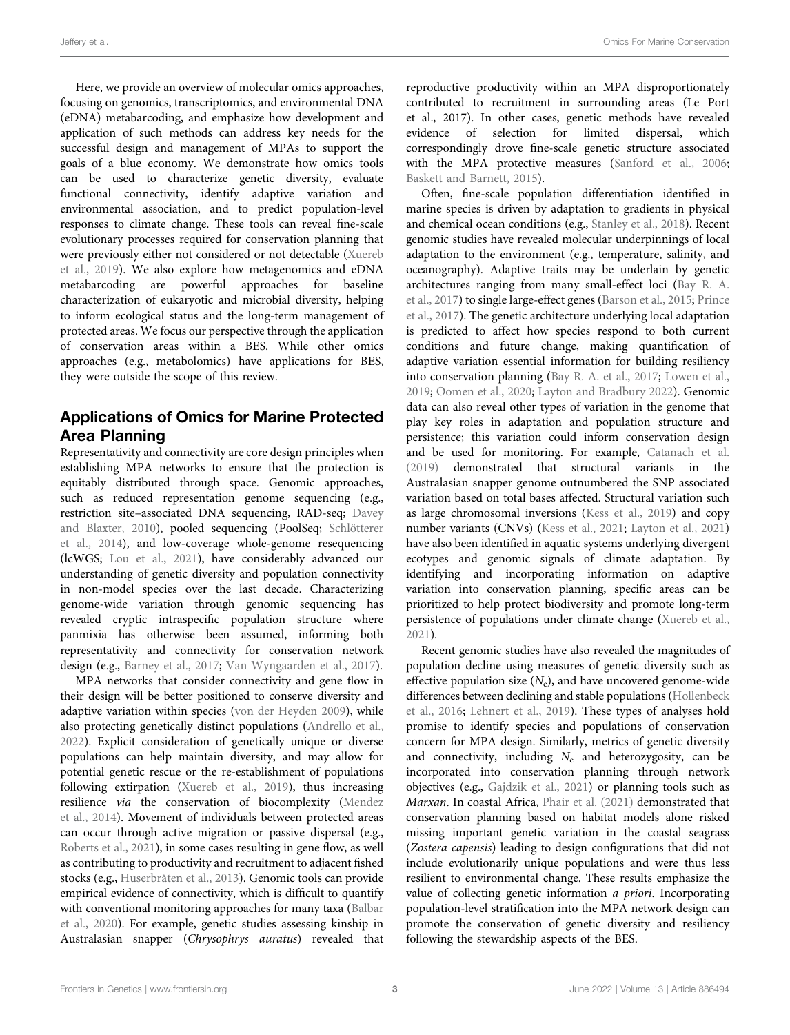Here, we provide an overview of molecular omics approaches, focusing on genomics, transcriptomics, and environmental DNA (eDNA) metabarcoding, and emphasize how development and application of such methods can address key needs for the successful design and management of MPAs to support the goals of a blue economy. We demonstrate how omics tools can be used to characterize genetic diversity, evaluate functional connectivity, identify adaptive variation and environmental association, and to predict population-level responses to climate change. These tools can reveal fine-scale evolutionary processes required for conservation planning that were previously either not considered or not detectable (Xuereb et al., 2019). We also explore how metagenomics and eDNA metabarcoding are powerful approaches for baseline characterization of eukaryotic and microbial diversity, helping to inform ecological status and the long-term management of protected areas. We focus our perspective through the application of conservation areas within a BES. While other omics approaches (e.g., metabolomics) have applications for BES, they were outside the scope of this review.

## Applications of Omics for Marine Protected Area Planning

Representativity and connectivity are core design principles when establishing MPA networks to ensure that the protection is equitably distributed through space. Genomic approaches, such as reduced representation genome sequencing (e.g., restriction site–associated DNA sequencing, RAD-seq; Davey and Blaxter, 2010), pooled sequencing (PoolSeq; Schlötterer et al., 2014), and low-coverage whole-genome resequencing (lcWGS; Lou et al., 2021), have considerably advanced our understanding of genetic diversity and population connectivity in non-model species over the last decade. Characterizing genome-wide variation through genomic sequencing has revealed cryptic intraspecific population structure where panmixia has otherwise been assumed, informing both representativity and connectivity for conservation network design (e.g., Barney et al., 2017; Van Wyngaarden et al., 2017).

MPA networks that consider connectivity and gene flow in their design will be better positioned to conserve diversity and adaptive variation within species (von der Heyden 2009), while also protecting genetically distinct populations (Andrello et al., 2022). Explicit consideration of genetically unique or diverse populations can help maintain diversity, and may allow for potential genetic rescue or the re-establishment of populations following extirpation (Xuereb et al., 2019), thus increasing resilience *via* the conservation of biocomplexity (Mendez et al., 2014). Movement of individuals between protected areas can occur through active migration or passive dispersal (e.g., Roberts et al., 2021), in some cases resulting in gene flow, as well as contributing to productivity and recruitment to adjacent fished stocks (e.g., Huserbråten et al., 2013). Genomic tools can provide empirical evidence of connectivity, which is difficult to quantify with conventional monitoring approaches for many taxa (Balbar et al., 2020). For example, genetic studies assessing kinship in Australasian snapper (*Chrysophrys auratus*) revealed that reproductive productivity within an MPA disproportionately contributed to recruitment in surrounding areas (Le Port et al., 2017). In other cases, genetic methods have revealed evidence of selection for limited dispersal, which correspondingly drove fine-scale genetic structure associated with the MPA protective measures (Sanford et al., 2006; Baskett and Barnett, 2015).

Often, fine-scale population differentiation identified in marine species is driven by adaptation to gradients in physical and chemical ocean conditions (e.g., Stanley et al., 2018). Recent genomic studies have revealed molecular underpinnings of local adaptation to the environment (e.g., temperature, salinity, and oceanography). Adaptive traits may be underlain by genetic architectures ranging from many small-effect loci (Bay R. A. et al., 2017) to single large-effect genes (Barson et al., 2015; Prince et al., 2017). The genetic architecture underlying local adaptation is predicted to affect how species respond to both current conditions and future change, making quantification of adaptive variation essential information for building resiliency into conservation planning (Bay R. A. et al., 2017; Lowen et al., 2019; Oomen et al., 2020; Layton and Bradbury 2022). Genomic data can also reveal other types of variation in the genome that play key roles in adaptation and population structure and persistence; this variation could inform conservation design and be used for monitoring. For example, Catanach et al. (2019) demonstrated that structural variants in the Australasian snapper genome outnumbered the SNP associated variation based on total bases affected. Structural variation such as large chromosomal inversions (Kess et al., 2019) and copy number variants (CNVs) (Kess et al., 2021; Layton et al., 2021) have also been identified in aquatic systems underlying divergent ecotypes and genomic signals of climate adaptation. By identifying and incorporating information on adaptive variation into conservation planning, specific areas can be prioritized to help protect biodiversity and promote long-term persistence of populations under climate change (Xuereb et al., 2021).

Recent genomic studies have also revealed the magnitudes of population decline using measures of genetic diversity such as effective population size ($N_e$), and have uncovered genome-wide differences between declining and stable populations (Hollenbeck et al., 2016; Lehnert et al., 2019). These types of analyses hold promise to identify species and populations of conservation concern for MPA design. Similarly, metrics of genetic diversity and connectivity, including $N_e$ and heterozygosity, can be incorporated into conservation planning through network objectives (e.g., Gajdzik et al., 2021) or planning tools such as *Marxan*. In coastal Africa, Phair et al. (2021) demonstrated that conservation planning based on habitat models alone risked missing important genetic variation in the coastal seagrass (*Zostera capensis*) leading to design configurations that did not include evolutionarily unique populations and were thus less resilient to environmental change. These results emphasize the value of collecting genetic information *a priori*. Incorporating population-level stratification into the MPA network design can promote the conservation of genetic diversity and resiliency following the stewardship aspects of the BES.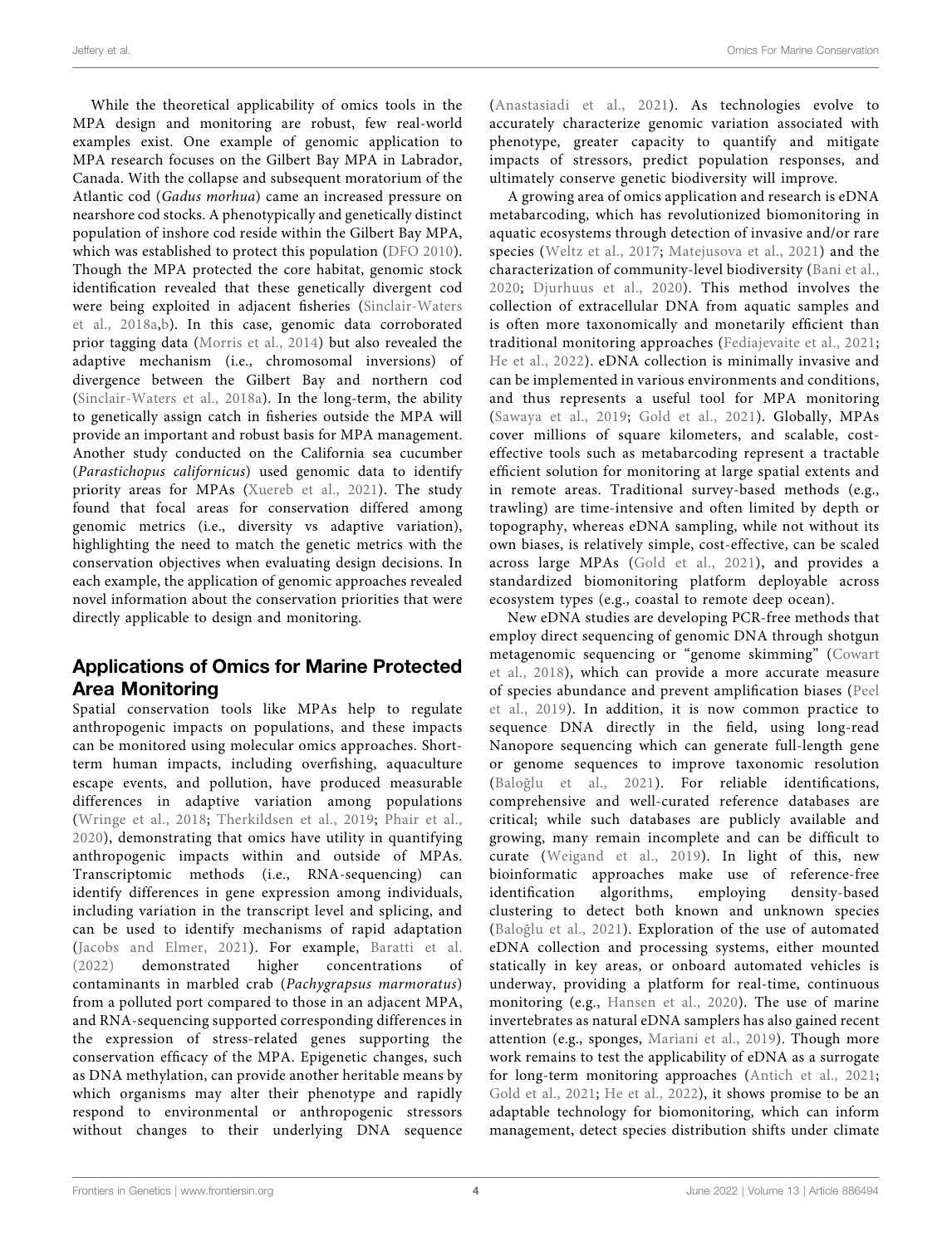While the theoretical applicability of omics tools in the MPA design and monitoring are robust, few real-world examples exist. One example of genomic application to MPA research focuses on the Gilbert Bay MPA in Labrador, Canada. With the collapse and subsequent moratorium of the Atlantic cod (*Gadus morhua*) came an increased pressure on nearshore cod stocks. A phenotypically and genetically distinct population of inshore cod reside within the Gilbert Bay MPA, which was established to protect this population (DFO 2010). Though the MPA protected the core habitat, genomic stock identification revealed that these genetically divergent cod were being exploited in adjacent fisheries (Sinclair-Waters et al., 2018a,b). In this case, genomic data corroborated prior tagging data (Morris et al., 2014) but also revealed the adaptive mechanism (i.e., chromosomal inversions) of divergence between the Gilbert Bay and northern cod (Sinclair-Waters et al., 2018a). In the long-term, the ability to genetically assign catch in fisheries outside the MPA will provide an important and robust basis for MPA management. Another study conducted on the California sea cucumber (*Parastichopus californicus*) used genomic data to identify priority areas for MPAs (Xuereb et al., 2021). The study found that focal areas for conservation differed among genomic metrics (i.e., diversity vs adaptive variation), highlighting the need to match the genetic metrics with the conservation objectives when evaluating design decisions. In each example, the application of genomic approaches revealed novel information about the conservation priorities that were directly applicable to design and monitoring.

## Applications of Omics for Marine Protected Area Monitoring

Spatial conservation tools like MPAs help to regulate anthropogenic impacts on populations, and these impacts can be monitored using molecular omics approaches. Short-term human impacts, including overfishing, aquaculture escape events, and pollution, have produced measurable differences in adaptive variation among populations (Wringe et al., 2018; Therkildsen et al., 2019; Phair et al., 2020), demonstrating that omics have utility in quantifying anthropogenic impacts within and outside of MPAs. Transcriptomic methods (i.e., RNA-sequencing) can identify differences in gene expression among individuals, including variation in the transcript level and splicing, and can be used to identify mechanisms of rapid adaptation (Jacobs and Elmer, 2021). For example, Baratti et al. (2022) demonstrated higher concentrations of contaminants in marbled crab (*Pachygrapsus marmoratus*) from a polluted port compared to those in an adjacent MPA, and RNA-sequencing supported corresponding differences in the expression of stress-related genes supporting the conservation efficacy of the MPA. Epigenetic changes, such as DNA methylation, can provide another heritable means by which organisms may alter their phenotype and rapidly respond to environmental or anthropogenic stressors without changes to their underlying DNA sequence (Anastasiadi et al., 2021). As technologies evolve to accurately characterize genomic variation associated with phenotype, greater capacity to quantify and mitigate impacts of stressors, predict population responses, and ultimately conserve genetic biodiversity will improve.

A growing area of omics application and research is eDNA metabarcoding, which has revolutionized biomonitoring in aquatic ecosystems through detection of invasive and/or rare species (Weltz et al., 2017; Matejusova et al., 2021) and the characterization of community-level biodiversity (Bani et al., 2020; Djurhuus et al., 2020). This method involves the collection of extracellular DNA from aquatic samples and is often more taxonomically and monetarily efficient than traditional monitoring approaches (Fediajevaite et al., 2021; He et al., 2022). eDNA collection is minimally invasive and can be implemented in various environments and conditions, and thus represents a useful tool for MPA monitoring (Sawaya et al., 2019; Gold et al., 2021). Globally, MPAs cover millions of square kilometers, and scalable, cost-effective tools such as metabarcoding represent a tractable efficient solution for monitoring at large spatial extents and in remote areas. Traditional survey-based methods (e.g., trawling) are time-intensive and often limited by depth or topography, whereas eDNA sampling, while not without its own biases, is relatively simple, cost-effective, can be scaled across large MPAs (Gold et al., 2021), and provides a standardized biomonitoring platform deployable across ecosystem types (e.g., coastal to remote deep ocean).

New eDNA studies are developing PCR-free methods that employ direct sequencing of genomic DNA through shotgun metagenomic sequencing or "genome skimming" (Cowart et al., 2018), which can provide a more accurate measure of species abundance and prevent amplification biases (Peel et al., 2019). In addition, it is now common practice to sequence DNA directly in the field, using long-read Nanopore sequencing which can generate full-length gene or genome sequences to improve taxonomic resolution (Baloğlu et al., 2021). For reliable identifications, comprehensive and well-curated reference databases are critical; while such databases are publicly available and growing, many remain incomplete and can be difficult to curate (Weigand et al., 2019). In light of this, new bioinformatic approaches make use of reference-free identification algorithms, employing density-based clustering to detect both known and unknown species (Baloğlu et al., 2021). Exploration of the use of automated eDNA collection and processing systems, either mounted statically in key areas, or onboard automated vehicles is underway, providing a platform for real-time, continuous monitoring (e.g., Hansen et al., 2020). The use of marine invertebrates as natural eDNA samplers has also gained recent attention (e.g., sponges, Mariani et al., 2019). Though more work remains to test the applicability of eDNA as a surrogate for long-term monitoring approaches (Antich et al., 2021; Gold et al., 2021; He et al., 2022), it shows promise to be an adaptable technology for biomonitoring, which can inform management, detect species distribution shifts under climate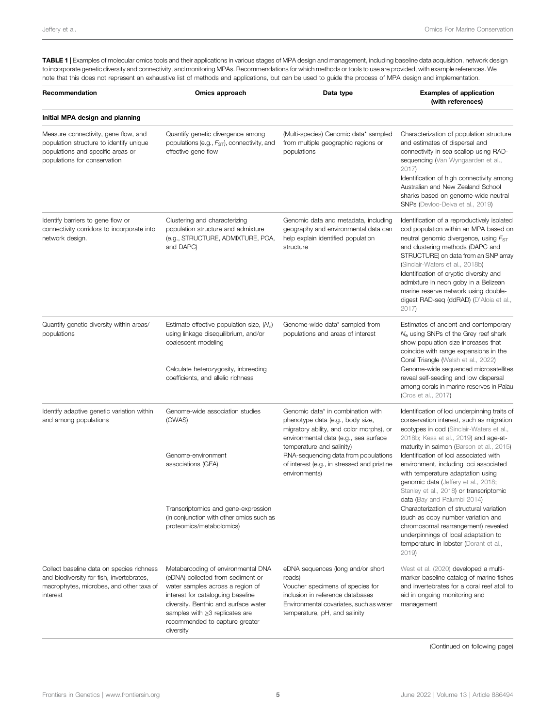**TABLE 1 |** Examples of molecular omics tools and their applications in various stages of MPA design and management, including baseline data acquisition, network design to incorporate genetic diversity and connectivity, and monitoring MPAs. Recommendations for which methods or tools to use are provided, with example references. We note that this does not represent an exhaustive list of methods and applications, but can be used to guide the process of MPA design and implementation.

| Recommendation | Omics approach | Data type | Examples of application (with references) |
|---|---|---|---|
| **Initial MPA design and planning** | | | |
| Measure connectivity, gene flow, and population structure to identify unique populations and specific areas or populations for conservation | Quantify genetic divergence among populations (e.g., $F_{ST}$), connectivity, and effective gene flow | (Multi-species) Genomic data* sampled from multiple geographic regions or populations | Characterization of population structure and estimates of dispersal and connectivity in sea scallop using RAD-sequencing (Van Wyngaarden et al., 2017)<br>Identification of high connectivity among Australian and New Zealand School sharks based on genome-wide neutral SNPs (Devloo-Delva et al., 2019) |
| Identify barriers to gene flow or connectivity corridors to incorporate into network design. | Clustering and characterizing population structure and admixture (e.g., STRUCTURE, ADMIXTURE, PCA, and DAPC) | Genomic data and metadata, including geography and environmental data can help explain identified population structure | Identification of a reproductively isolated cod population within an MPA based on neutral genomic divergence, using $F_{ST}$ and clustering methods (DAPC and STRUCTURE) on data from an SNP array (Sinclair-Waters et al., 2018b)<br>Identification of cryptic diversity and admixture in neon goby in a Belizean marine reserve network using double-digest RAD-seq (ddRAD) (D'Aloia et al., 2017) |
| Quantify genetic diversity within areas/ populations | Estimate effective population size, ($N_e$) using linkage disequilibrium, and/or coalescent modeling<br><br>Calculate heterozygosity, inbreeding coefficients, and allelic richness | Genome-wide data* sampled from populations and areas of interest | Estimates of ancient and contemporary $N_e$ using SNPs of the Grey reef shark show population size increases that coincide with range expansions in the Coral Triangle (Walsh et al., 2022)<br>Genome-wide sequenced microsatellites reveal self-seeding and low dispersal among corals in marine reserves in Palau (Cros et al., 2017) |
| Identify adaptive genetic variation within and among populations | Genome-wide association studies (GWAS)<br><br>Genome-environment associations (GEA)<br><br>Transcriptomics and gene-expression (in conjunction with other omics such as proteomics/metabolomics) | Genomic data* in combination with phenotype data (e.g., body size, migratory ability, and color morphs), or environmental data (e.g., sea surface temperature and salinity)<br>RNA-sequencing data from populations of interest (e.g., in stressed and pristine environments) | Identification of loci underpinning traits of conservation interest, such as migration ecotypes in cod (Sinclair-Waters et al., 2018b; Kess et al., 2019) and age-at-maturity in salmon (Barson et al., 2015)<br>Identification of loci associated with environment, including loci associated with temperature adaptation using genomic data (Jeffery et al., 2018; Stanley et al., 2018) or transcriptomic data (Bay and Palumbi 2014)<br>Characterization of structural variation (such as copy number variation and chromosomal rearrangement) revealed underpinnings of local adaptation to temperature in lobster (Dorant et al., 2019) |
| Collect baseline data on species richness and biodiversity for fish, invertebrates, macrophytes, microbes, and other taxa of interest | Metabarcoding of environmental DNA (eDNA) collected from sediment or water samples across a region of interest for cataloguing baseline diversity. Benthic and surface water samples with ≥3 replicates are recommended to capture greater diversity | eDNA sequences (long and/or short reads)<br>Voucher specimens of species for inclusion in reference databases<br>Environmental covariates, such as water temperature, pH, and salinity | West et al. (2020) developed a multi-marker baseline catalog of marine fishes and invertebrates for a coral reef atoll to aid in ongoing monitoring and management |

(Continued on following page)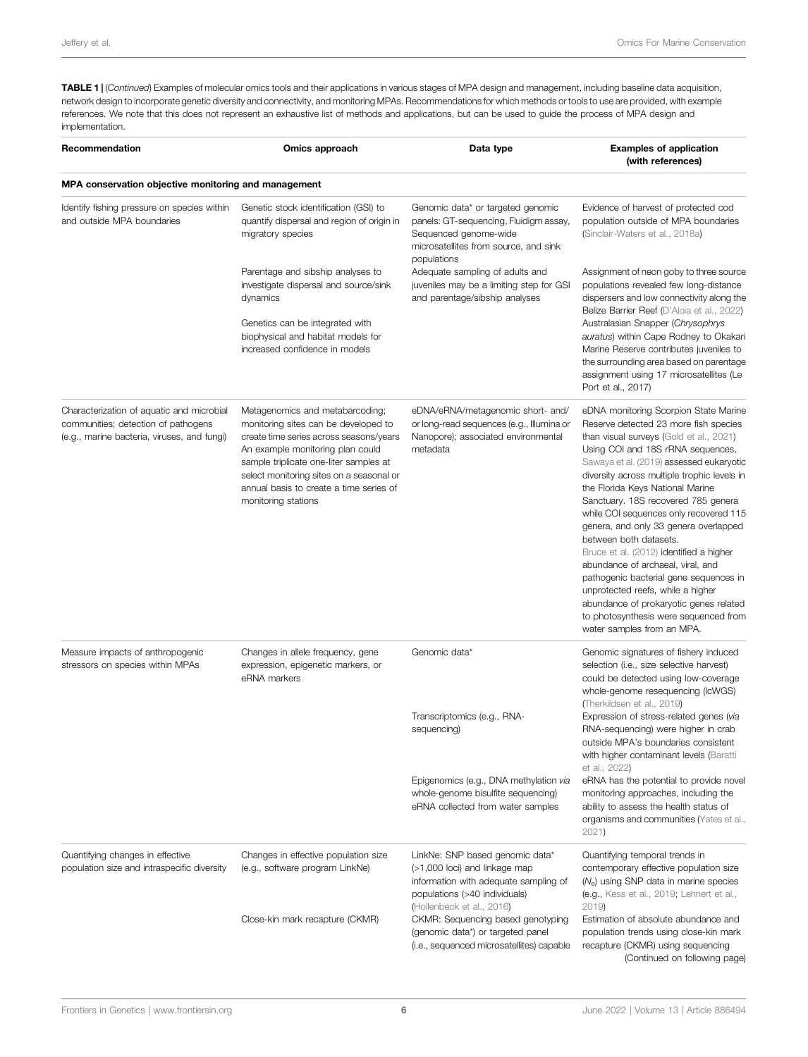**TABLE 1 |** (*Continued*) Examples of molecular omics tools and their applications in various stages of MPA design and management, including baseline data acquisition, network design to incorporate genetic diversity and connectivity, and monitoring MPAs. Recommendations for which methods or tools to use are provided, with example references. We note that this does not represent an exhaustive list of methods and applications, but can be used to guide the process of MPA design and implementation.

| Recommendation | Omics approach | Data type | Examples of application (with references) |
|---|---|---|---|
| **MPA conservation objective monitoring and management** | | | |
| Identify fishing pressure on species within and outside MPA boundaries | Genetic stock identification (GSI) to quantify dispersal and region of origin in migratory species | Genomic data* or targeted genomic panels: GT-sequencing, Fluidigm assay, Sequenced genome-wide microsatellites from source, and sink populations | Evidence of harvest of protected cod population outside of MPA boundaries (Sinclair-Waters et al., 2018a) |
| | Parentage and sibship analyses to investigate dispersal and source/sink dynamics | Adequate sampling of adults and juveniles may be a limiting step for GSI and parentage/sibship analyses | Assignment of neon goby to three source populations revealed few long-distance dispersers and low connectivity along the Belize Barrier Reef (D'Aloia et al., 2022) |
| | Genetics can be integrated with biophysical and habitat models for increased confidence in models | | Australasian Snapper (*Chrysophrys auratus*) within Cape Rodney to Okakari Marine Reserve contributes juveniles to the surrounding area based on parentage assignment using 17 microsatellites (Le Port et al., 2017) |
| Characterization of aquatic and microbial communities; detection of pathogens (e.g., marine bacteria, viruses, and fungi) | Metagenomics and metabarcoding; monitoring sites can be developed to create time series across seasons/years An example monitoring plan could sample triplicate one-liter samples at select monitoring sites on a seasonal or annual basis to create a time series of monitoring stations | eDNA/eRNA/metagenomic short- and/ or long-read sequences (e.g., Illumina or Nanopore); associated environmental metadata | eDNA monitoring Scorpion State Marine Reserve detected 23 more fish species than visual surveys (Gold et al., 2021) Using COI and 18S rRNA sequences, Sawaya et al. (2019) assessed eukaryotic diversity across multiple trophic levels in the Florida Keys National Marine Sanctuary. 18S recovered 785 genera while COI sequences only recovered 115 genera, and only 33 genera overlapped between both datasets. Bruce et al. (2012) identified a higher abundance of archaeal, viral, and pathogenic bacterial gene sequences in unprotected reefs, while a higher abundance of prokaryotic genes related to photosynthesis were sequenced from water samples from an MPA. |
| Measure impacts of anthropogenic stressors on species within MPAs | Changes in allele frequency, gene expression, epigenetic markers, or eRNA markers | Genomic data* | Genomic signatures of fishery induced selection (i.e., size selective harvest) could be detected using low-coverage whole-genome resequencing (lcWGS) (Therkildsen et al., 2019) |
| | | Transcriptomics (e.g., RNA-sequencing) | Expression of stress-related genes (*via* RNA-sequencing) were higher in crab outside MPA's boundaries consistent with higher contaminant levels (Baratti et al., 2022) |
| | | Epigenomics (e.g., DNA methylation *via* whole-genome bisulfite sequencing) eRNA collected from water samples | eRNA has the potential to provide novel monitoring approaches, including the ability to assess the health status of organisms and communities (Yates et al., 2021) |
| Quantifying changes in effective population size and intraspecific diversity | Changes in effective population size (e.g., software program LinkNe) | LinkNe: SNP based genomic data* (>1,000 loci) and linkage map information with adequate sampling of populations (>40 individuals) (Hollenbeck et al., 2016) | Quantifying temporal trends in contemporary effective population size ($N_e$) using SNP data in marine species (e.g., Kess et al., 2019; Lehnert et al., 2019) |
| | Close-kin mark recapture (CKMR) | CKMR: Sequencing based genotyping (genomic data*) or targeted panel (i.e., sequenced microsatellites) capable | Estimation of absolute abundance and population trends using close-kin mark recapture (CKMR) using sequencing |

(Continued on following page)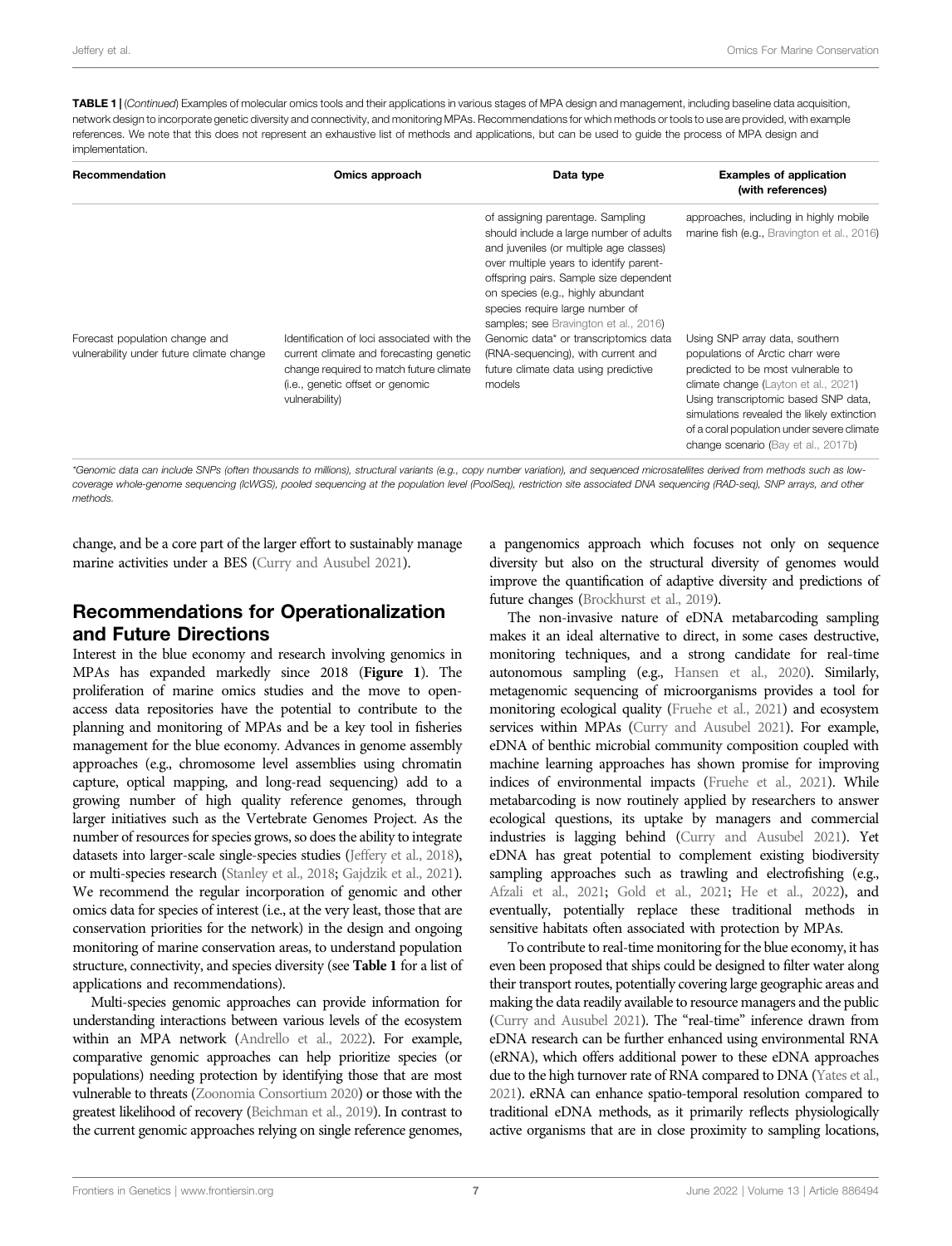**TABLE 1** | (*Continued*) Examples of molecular omics tools and their applications in various stages of MPA design and management, including baseline data acquisition, network design to incorporate genetic diversity and connectivity, and monitoring MPAs. Recommendations for which methods or tools to use are provided, with example references. We note that this does not represent an exhaustive list of methods and applications, but can be used to guide the process of MPA design and implementation.

| Recommendation | Omics approach | Data type | Examples of application (with references) |
|---|---|---|---|
| | | of assigning parentage. Sampling should include a large number of adults and juveniles (or multiple age classes) over multiple years to identify parent-offspring pairs. Sample size dependent on species (e.g., highly abundant species require large number of samples; see Bravington et al., 2016) | approaches, including in highly mobile marine fish (e.g., Bravington et al., 2016) |
| Forecast population change and vulnerability under future climate change | Identification of loci associated with the current climate and forecasting genetic change required to match future climate (i.e., genetic offset or genomic vulnerability) | Genomic data* or transcriptomics data (RNA-sequencing), with current and future climate data using predictive models | Using SNP array data, southern populations of Arctic charr were predicted to be most vulnerable to climate change (Layton et al., 2021) Using transcriptomic based SNP data, simulations revealed the likely extinction of a coral population under severe climate change scenario (Bay et al., 2017b) |

*Genomic data can include SNPs (often thousands to millions), structural variants (e.g., copy number variation), and sequenced microsatellites derived from methods such as low-coverage whole-genome sequencing (lcWGS), pooled sequencing at the population level (PoolSeq), restriction site associated DNA sequencing (RAD-seq), SNP arrays, and other methods.*

change, and be a core part of the larger effort to sustainably manage marine activities under a BES (Curry and Ausubel 2021).

## Recommendations for Operationalization and Future Directions

Interest in the blue economy and research involving genomics in MPAs has expanded markedly since 2018 (**Figure 1**). The proliferation of marine omics studies and the move to open-access data repositories have the potential to contribute to the planning and monitoring of MPAs and be a key tool in fisheries management for the blue economy. Advances in genome assembly approaches (e.g., chromosome level assemblies using chromatin capture, optical mapping, and long-read sequencing) add to a growing number of high quality reference genomes, through larger initiatives such as the Vertebrate Genomes Project. As the number of resources for species grows, so does the ability to integrate datasets into larger-scale single-species studies (Jeffery et al., 2018), or multi-species research (Stanley et al., 2018; Gajdzik et al., 2021). We recommend the regular incorporation of genomic and other omics data for species of interest (i.e., at the very least, those that are conservation priorities for the network) in the design and ongoing monitoring of marine conservation areas, to understand population structure, connectivity, and species diversity (see **Table 1** for a list of applications and recommendations).

Multi-species genomic approaches can provide information for understanding interactions between various levels of the ecosystem within an MPA network (Andrello et al., 2022). For example, comparative genomic approaches can help prioritize species (or populations) needing protection by identifying those that are most vulnerable to threats (Zoonomia Consortium 2020) or those with the greatest likelihood of recovery (Beichman et al., 2019). In contrast to the current genomic approaches relying on single reference genomes, a pangenomics approach which focuses not only on sequence diversity but also on the structural diversity of genomes would improve the quantification of adaptive diversity and predictions of future changes (Brockhurst et al., 2019).

The non-invasive nature of eDNA metabarcoding sampling makes it an ideal alternative to direct, in some cases destructive, monitoring techniques, and a strong candidate for real-time autonomous sampling (e.g., Hansen et al., 2020). Similarly, metagenomic sequencing of microorganisms provides a tool for monitoring ecological quality (Fruehe et al., 2021) and ecosystem services within MPAs (Curry and Ausubel 2021). For example, eDNA of benthic microbial community composition coupled with machine learning approaches has shown promise for improving indices of environmental impacts (Fruehe et al., 2021). While metabarcoding is now routinely applied by researchers to answer ecological questions, its uptake by managers and commercial industries is lagging behind (Curry and Ausubel 2021). Yet eDNA has great potential to complement existing biodiversity sampling approaches such as trawling and electrofishing (e.g., Afzali et al., 2021; Gold et al., 2021; He et al., 2022), and eventually, potentially replace these traditional methods in sensitive habitats often associated with protection by MPAs.

To contribute to real-time monitoring for the blue economy, it has even been proposed that ships could be designed to filter water along their transport routes, potentially covering large geographic areas and making the data readily available to resource managers and the public (Curry and Ausubel 2021). The "real-time" inference drawn from eDNA research can be further enhanced using environmental RNA (eRNA), which offers additional power to these eDNA approaches due to the high turnover rate of RNA compared to DNA (Yates et al., 2021). eRNA can enhance spatio-temporal resolution compared to traditional eDNA methods, as it primarily reflects physiologically active organisms that are in close proximity to sampling locations,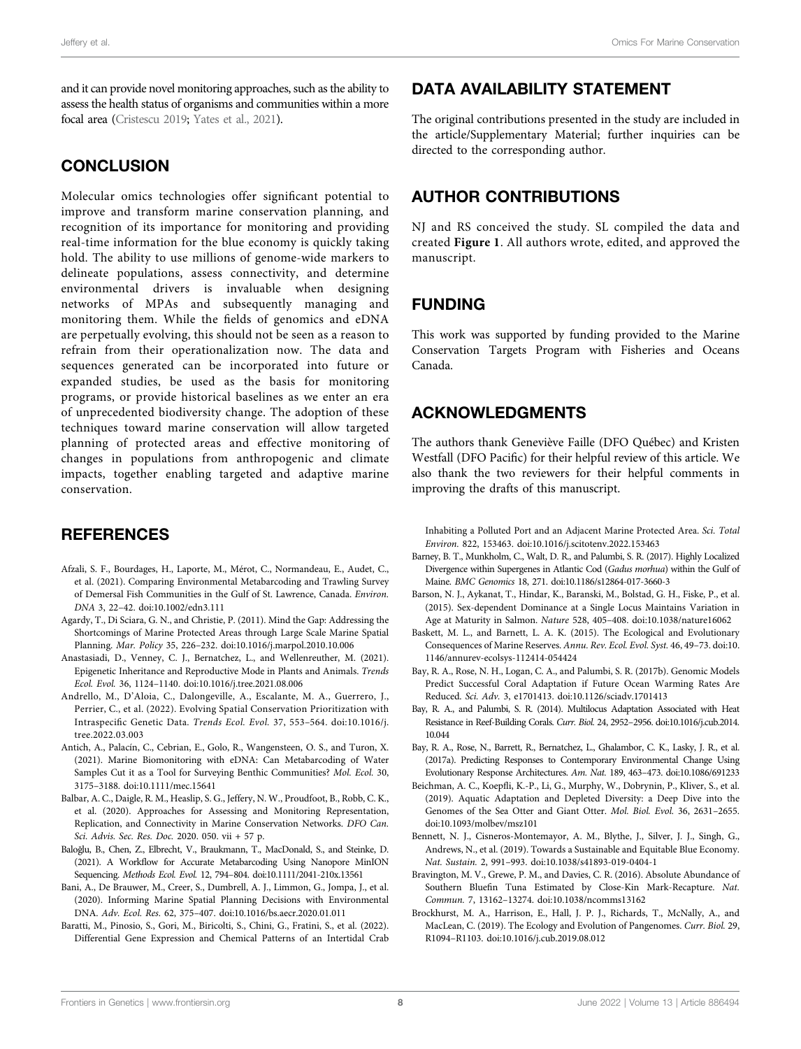and it can provide novel monitoring approaches, such as the ability to assess the health status of organisms and communities within a more focal area (Cristescu 2019; Yates et al., 2021).

## CONCLUSION

Molecular omics technologies offer significant potential to improve and transform marine conservation planning, and recognition of its importance for monitoring and providing real-time information for the blue economy is quickly taking hold. The ability to use millions of genome-wide markers to delineate populations, assess connectivity, and determine environmental drivers is invaluable when designing networks of MPAs and subsequently managing and monitoring them. While the fields of genomics and eDNA are perpetually evolving, this should not be seen as a reason to refrain from their operationalization now. The data and sequences generated can be incorporated into future or expanded studies, be used as the basis for monitoring programs, or provide historical baselines as we enter an era of unprecedented biodiversity change. The adoption of these techniques toward marine conservation will allow targeted planning of protected areas and effective monitoring of changes in populations from anthropogenic and climate impacts, together enabling targeted and adaptive marine conservation.

## DATA AVAILABILITY STATEMENT

The original contributions presented in the study are included in the article/Supplementary Material; further inquiries can be directed to the corresponding author.

## AUTHOR CONTRIBUTIONS

NJ and RS conceived the study. SL compiled the data and created **Figure 1**. All authors wrote, edited, and approved the manuscript.

## FUNDING

This work was supported by funding provided to the Marine Conservation Targets Program with Fisheries and Oceans Canada.

## ACKNOWLEDGMENTS

The authors thank Geneviève Faille (DFO Québec) and Kristen Westfall (DFO Pacific) for their helpful review of this article. We also thank the two reviewers for their helpful comments in improving the drafts of this manuscript.

## REFERENCES

Afzali, S. F., Bourdages, H., Laporte, M., Mérot, C., Normandeau, E., Audet, C., et al. (2021). Comparing Environmental Metabarcoding and Trawling Survey of Demersal Fish Communities in the Gulf of St. Lawrence, Canada. *Environ. DNA* 3, 22–42. doi:10.1002/edn3.111

Agardy, T., Di Sciara, G. N., and Christie, P. (2011). Mind the Gap: Addressing the Shortcomings of Marine Protected Areas through Large Scale Marine Spatial Planning. *Mar. Policy* 35, 226–232. doi:10.1016/j.marpol.2010.10.006

Anastasiadi, D., Venney, C. J., Bernatchez, L., and Wellenreuther, M. (2021). Epigenetic Inheritance and Reproductive Mode in Plants and Animals. *Trends Ecol. Evol.* 36, 1124–1140. doi:10.1016/j.tree.2021.08.006

Andrello, M., D'Aloia, C., Dalongeville, A., Escalante, M. A., Guerrero, J., Perrier, C., et al. (2022). Evolving Spatial Conservation Prioritization with Intraspecific Genetic Data. *Trends Ecol. Evol.* 37, 553–564. doi:10.1016/j.tree.2022.03.003

Antich, A., Palacín, C., Cebrian, E., Golo, R., Wangensteen, O. S., and Turon, X. (2021). Marine Biomonitoring with eDNA: Can Metabarcoding of Water Samples Cut it as a Tool for Surveying Benthic Communities? *Mol. Ecol.* 30, 3175–3188. doi:10.1111/mec.15641

Balbar, A. C., Daigle, R. M., Heaslip, S. G., Jeffery, N. W., Proudfoot, B., Robb, C. K., et al. (2020). Approaches for Assessing and Monitoring Representation, Replication, and Connectivity in Marine Conservation Networks. *DFO Can. Sci. Advis. Sec. Res. Doc.* 2020. 050. vii + 57 p.

Baloğlu, B., Chen, Z., Elbrecht, V., Braukmann, T., MacDonald, S., and Steinke, D. (2021). A Workflow for Accurate Metabarcoding Using Nanopore MinION Sequencing. *Methods Ecol. Evol.* 12, 794–804. doi:10.1111/2041-210x.13561

Bani, A., De Brauwer, M., Creer, S., Dumbrell, A. J., Limmon, G., Jompa, J., et al. (2020). Informing Marine Spatial Planning Decisions with Environmental DNA. *Adv. Ecol. Res.* 62, 375–407. doi:10.1016/bs.aecr.2020.01.011

Baratti, M., Pinosio, S., Gori, M., Biricolti, S., Chini, G., Fratini, S., et al. (2022). Differential Gene Expression and Chemical Patterns of an Intertidal Crab Inhabiting a Polluted Port and an Adjacent Marine Protected Area. *Sci. Total Environ.* 822, 153463. doi:10.1016/j.scitotenv.2022.153463

Barney, B. T., Munkholm, C., Walt, D. R., and Palumbi, S. R. (2017). Highly Localized Divergence within Supergenes in Atlantic Cod (*Gadus morhua*) within the Gulf of Maine. *BMC Genomics* 18, 271. doi:10.1186/s12864-017-3660-3

Barson, N. J., Aykanat, T., Hindar, K., Baranski, M., Bolstad, G. H., Fiske, P., et al. (2015). Sex-dependent Dominance at a Single Locus Maintains Variation in Age at Maturity in Salmon. *Nature* 528, 405–408. doi:10.1038/nature16062

Baskett, M. L., and Barnett, L. A. K. (2015). The Ecological and Evolutionary Consequences of Marine Reserves. *Annu. Rev. Ecol. Evol. Syst.* 46, 49–73. doi:10.1146/annurev-ecolsys-112414-054424

Bay, R. A., Rose, N. H., Logan, C. A., and Palumbi, S. R. (2017b). Genomic Models Predict Successful Coral Adaptation if Future Ocean Warming Rates Are Reduced. *Sci. Adv.* 3, e1701413. doi:10.1126/sciadv.1701413

Bay, R. A., and Palumbi, S. R. (2014). Multilocus Adaptation Associated with Heat Resistance in Reef-Building Corals. *Curr. Biol.* 24, 2952–2956. doi:10.1016/j.cub.2014.10.044

Bay, R. A., Rose, N., Barrett, R., Bernatchez, L., Ghalambor, C. K., Lasky, J. R., et al. (2017a). Predicting Responses to Contemporary Environmental Change Using Evolutionary Response Architectures. *Am. Nat.* 189, 463–473. doi:10.1086/691233

Beichman, A. C., Koepfli, K.-P., Li, G., Murphy, W., Dobrynin, P., Kliver, S., et al. (2019). Aquatic Adaptation and Depleted Diversity: a Deep Dive into the Genomes of the Sea Otter and Giant Otter. *Mol. Biol. Evol.* 36, 2631–2655. doi:10.1093/molbev/msz101

Bennett, N. J., Cisneros-Montemayor, A. M., Blythe, J., Silver, J. J., Singh, G., Andrews, N., et al. (2019). Towards a Sustainable and Equitable Blue Economy. *Nat. Sustain.* 2, 991–993. doi:10.1038/s41893-019-0404-1

Bravington, M. V., Grewe, P. M., and Davies, C. R. (2016). Absolute Abundance of Southern Bluefin Tuna Estimated by Close-Kin Mark-Recapture. *Nat. Commun.* 7, 13162–13274. doi:10.1038/ncomms13162

Brockhurst, M. A., Harrison, E., Hall, J. P. J., Richards, T., McNally, A., and MacLean, C. (2019). The Ecology and Evolution of Pangenomes. *Curr. Biol.* 29, R1094–R1103. doi:10.1016/j.cub.2019.08.012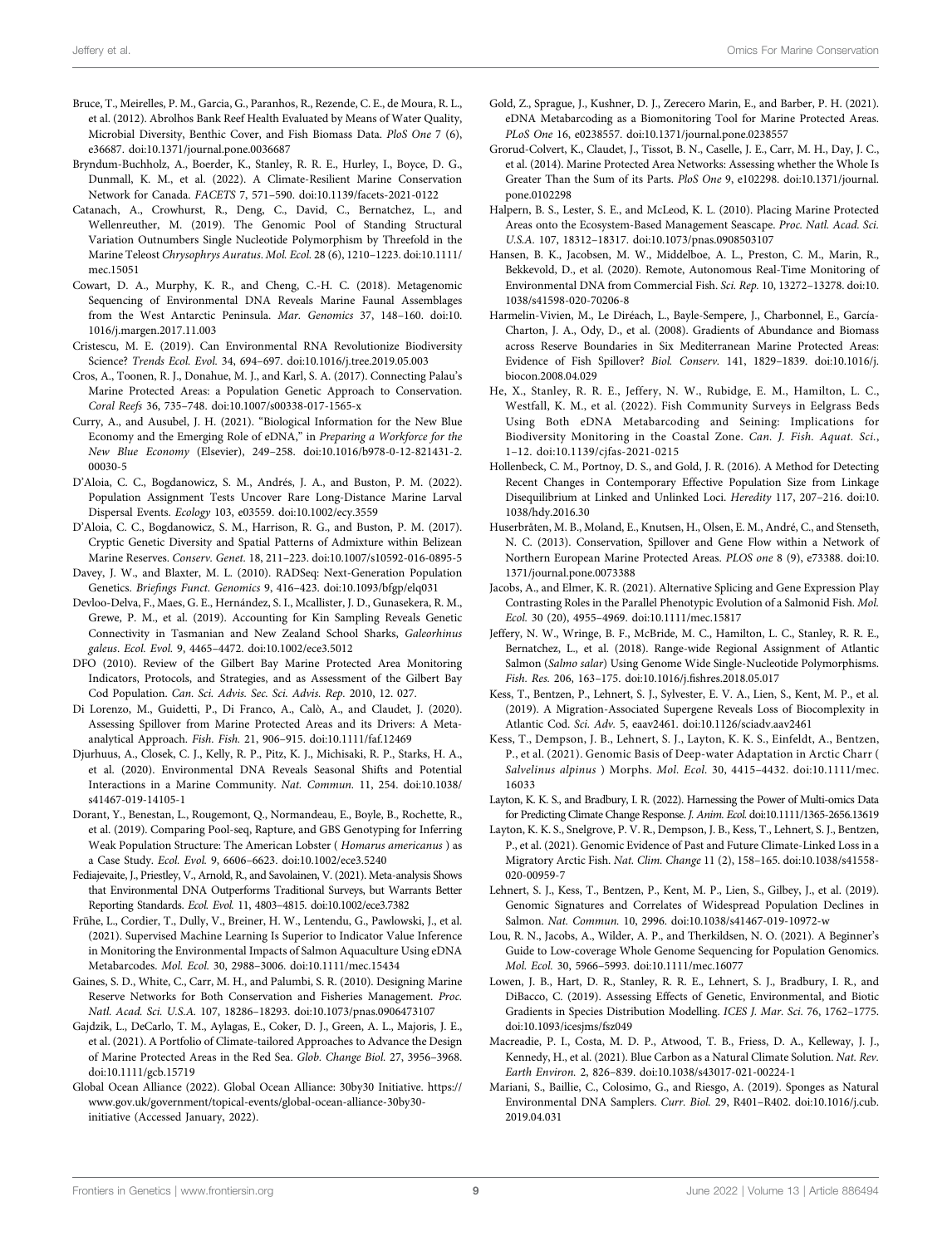Bruce, T., Meirelles, P. M., Garcia, G., Paranhos, R., Rezende, C. E., de Moura, R. L., et al. (2012). Abrolhos Bank Reef Health Evaluated by Means of Water Quality, Microbial Diversity, Benthic Cover, and Fish Biomass Data. *PloS One* 7 (6), e36687. doi:10.1371/journal.pone.0036687

Bryndum-Buchholz, A., Boerder, K., Stanley, R. R. E., Hurley, I., Boyce, D. G., Dunmall, K. M., et al. (2022). A Climate-Resilient Marine Conservation Network for Canada. *FACETS* 7, 571–590. doi:10.1139/facets-2021-0122

Catanach, A., Crowhurst, R., Deng, C., David, C., Bernatchez, L., and Wellenreuther, M. (2019). The Genomic Pool of Standing Structural Variation Outnumbers Single Nucleotide Polymorphism by Threefold in the Marine Teleost *Chrysophrys Auratus*. *Mol. Ecol.* 28 (6), 1210–1223. doi:10.1111/mec.15051

Cowart, D. A., Murphy, K. R., and Cheng, C.-H. C. (2018). Metagenomic Sequencing of Environmental DNA Reveals Marine Faunal Assemblages from the West Antarctic Peninsula. *Mar. Genomics* 37, 148–160. doi:10.1016/j.margen.2017.11.003

Cristescu, M. E. (2019). Can Environmental RNA Revolutionize Biodiversity Science? *Trends Ecol. Evol.* 34, 694–697. doi:10.1016/j.tree.2019.05.003

Cros, A., Toonen, R. J., Donahue, M. J., and Karl, S. A. (2017). Connecting Palau's Marine Protected Areas: a Population Genetic Approach to Conservation. *Coral Reefs* 36, 735–748. doi:10.1007/s00338-017-1565-x

Curry, A., and Ausubel, J. H. (2021). "Biological Information for the New Blue Economy and the Emerging Role of eDNA," in *Preparing a Workforce for the New Blue Economy* (Elsevier), 249–258. doi:10.1016/b978-0-12-821431-2.00030-5

D'Aloia, C. C., Bogdanowicz, S. M., Andrés, J. A., and Buston, P. M. (2022). Population Assignment Tests Uncover Rare Long-Distance Marine Larval Dispersal Events. *Ecology* 103, e03559. doi:10.1002/ecy.3559

D'Aloia, C. C., Bogdanowicz, S. M., Harrison, R. G., and Buston, P. M. (2017). Cryptic Genetic Diversity and Spatial Patterns of Admixture within Belizean Marine Reserves. *Conserv. Genet.* 18, 211–223. doi:10.1007/s10592-016-0895-5

Davey, J. W., and Blaxter, M. L. (2010). RADSeq: Next-Generation Population Genetics. *Briefings Funct. Genomics* 9, 416–423. doi:10.1093/bfgp/elq031

Devloo-Delva, F., Maes, G. E., Hernández, S. I., Mcallister, J. D., Gunasekera, R. M., Grewe, P. M., et al. (2019). Accounting for Kin Sampling Reveals Genetic Connectivity in Tasmanian and New Zealand School Sharks, *Galeorhinus galeus*. *Ecol. Evol.* 9, 4465–4472. doi:10.1002/ece3.5012

DFO (2010). Review of the Gilbert Bay Marine Protected Area Monitoring Indicators, Protocols, and Strategies, and as Assessment of the Gilbert Bay Cod Population. *Can. Sci. Advis. Sec. Sci. Advis. Rep.* 2010, 12. 027.

Di Lorenzo, M., Guidetti, P., Di Franco, A., Calò, A., and Claudet, J. (2020). Assessing Spillover from Marine Protected Areas and its Drivers: A Meta-analytical Approach. *Fish. Fish.* 21, 906–915. doi:10.1111/faf.12469

Djurhuus, A., Closek, C. J., Kelly, R. P., Pitz, K. J., Michisaki, R. P., Starks, H. A., et al. (2020). Environmental DNA Reveals Seasonal Shifts and Potential Interactions in a Marine Community. *Nat. Commun.* 11, 254. doi:10.1038/s41467-019-14105-1

Dorant, Y., Benestan, L., Rougemont, Q., Normandeau, E., Boyle, B., Rochette, R., et al. (2019). Comparing Pool-seq, Rapture, and GBS Genotyping for Inferring Weak Population Structure: The American Lobster ( *Homarus americanus* ) as a Case Study. *Ecol. Evol.* 9, 6606–6623. doi:10.1002/ece3.5240

Fediajevaite, J., Priestley, V., Arnold, R., and Savolainen, V. (2021). Meta-analysis Shows that Environmental DNA Outperforms Traditional Surveys, but Warrants Better Reporting Standards. *Ecol. Evol.* 11, 4803–4815. doi:10.1002/ece3.7382

Frühe, L., Cordier, T., Dully, V., Breiner, H. W., Lentendu, G., Pawlowski, J., et al. (2021). Supervised Machine Learning Is Superior to Indicator Value Inference in Monitoring the Environmental Impacts of Salmon Aquaculture Using eDNA Metabarcodes. *Mol. Ecol.* 30, 2988–3006. doi:10.1111/mec.15434

Gaines, S. D., White, C., Carr, M. H., and Palumbi, S. R. (2010). Designing Marine Reserve Networks for Both Conservation and Fisheries Management. *Proc. Natl. Acad. Sci. U.S.A.* 107, 18286–18293. doi:10.1073/pnas.0906473107

Gajdzik, L., DeCarlo, T. M., Aylagas, E., Coker, D. J., Green, A. L., Majoris, J. E., et al. (2021). A Portfolio of Climate-tailored Approaches to Advance the Design of Marine Protected Areas in the Red Sea. *Glob. Change Biol.* 27, 3956–3968. doi:10.1111/gcb.15719

Global Ocean Alliance (2022). Global Ocean Alliance: 30by30 Initiative. https://www.gov.uk/government/topical-events/global-ocean-alliance-30by30-initiative (Accessed January, 2022).

Gold, Z., Sprague, J., Kushner, D. J., Zerecero Marin, E., and Barber, P. H. (2021). eDNA Metabarcoding as a Biomonitoring Tool for Marine Protected Areas. *PLoS One* 16, e0238557. doi:10.1371/journal.pone.0238557

Grorud-Colvert, K., Claudet, J., Tissot, B. N., Caselle, J. E., Carr, M. H., Day, J. C., et al. (2014). Marine Protected Area Networks: Assessing whether the Whole Is Greater Than the Sum of its Parts. *PloS One* 9, e102298. doi:10.1371/journal.pone.0102298

Halpern, B. S., Lester, S. E., and McLeod, K. L. (2010). Placing Marine Protected Areas onto the Ecosystem-Based Management Seascape. *Proc. Natl. Acad. Sci. U.S.A.* 107, 18312–18317. doi:10.1073/pnas.0908503107

Hansen, B. K., Jacobsen, M. W., Middelboe, A. L., Preston, C. M., Marin, R., Bekkevold, D., et al. (2020). Remote, Autonomous Real-Time Monitoring of Environmental DNA from Commercial Fish. *Sci. Rep.* 10, 13272–13278. doi:10.1038/s41598-020-70206-8

Harmelin-Vivien, M., Le Diréach, L., Bayle-Sempere, J., Charbonnel, E., García-Charton, J. A., Ody, D., et al. (2008). Gradients of Abundance and Biomass across Reserve Boundaries in Six Mediterranean Marine Protected Areas: Evidence of Fish Spillover? *Biol. Conserv.* 141, 1829–1839. doi:10.1016/j.biocon.2008.04.029

He, X., Stanley, R. R. E., Jeffery, N. W., Rubidge, E. M., Hamilton, L. C., Westfall, K. M., et al. (2022). Fish Community Surveys in Eelgrass Beds Using Both eDNA Metabarcoding and Seining: Implications for Biodiversity Monitoring in the Coastal Zone. *Can. J. Fish. Aquat. Sci.*, 1–12. doi:10.1139/cjfas-2021-0215

Hollenbeck, C. M., Portnoy, D. S., and Gold, J. R. (2016). A Method for Detecting Recent Changes in Contemporary Effective Population Size from Linkage Disequilibrium at Linked and Unlinked Loci. *Heredity* 117, 207–216. doi:10.1038/hdy.2016.30

Huserbråten, M. B., Moland, E., Knutsen, H., Olsen, E. M., André, C., and Stenseth, N. C. (2013). Conservation, Spillover and Gene Flow within a Network of Northern European Marine Protected Areas. *PLOS one* 8 (9), e73388. doi:10.1371/journal.pone.0073388

Jacobs, A., and Elmer, K. R. (2021). Alternative Splicing and Gene Expression Play Contrasting Roles in the Parallel Phenotypic Evolution of a Salmonid Fish. *Mol. Ecol.* 30 (20), 4955–4969. doi:10.1111/mec.15817

Jeffery, N. W., Wringe, B. F., McBride, M. C., Hamilton, L. C., Stanley, R. R. E., Bernatchez, L., et al. (2018). Range-wide Regional Assignment of Atlantic Salmon (*Salmo salar*) Using Genome Wide Single-Nucleotide Polymorphisms. *Fish. Res.* 206, 163–175. doi:10.1016/j.fishres.2018.05.017

Kess, T., Bentzen, P., Lehnert, S. J., Sylvester, E. V. A., Lien, S., Kent, M. P., et al. (2019). A Migration-Associated Supergene Reveals Loss of Biocomplexity in Atlantic Cod. *Sci. Adv.* 5, eaav2461. doi:10.1126/sciadv.aav2461

Kess, T., Dempson, J. B., Lehnert, S. J., Layton, K. K. S., Einfeldt, A., Bentzen, P., et al. (2021). Genomic Basis of Deep-water Adaptation in Arctic Charr ( *Salvelinus alpinus* ) Morphs. *Mol. Ecol.* 30, 4415–4432. doi:10.1111/mec.16033

Layton, K. K. S., and Bradbury, I. R. (2022). Harnessing the Power of Multi-omics Data for Predicting Climate Change Response. *J. Anim. Ecol.* doi:10.1111/1365-2656.13619

Layton, K. K. S., Snelgrove, P. V. R., Dempson, J. B., Kess, T., Lehnert, S. J., Bentzen, P., et al. (2021). Genomic Evidence of Past and Future Climate-Linked Loss in a Migratory Arctic Fish. *Nat. Clim. Change* 11 (2), 158–165. doi:10.1038/s41558-020-00959-7

Lehnert, S. J., Kess, T., Bentzen, P., Kent, M. P., Lien, S., Gilbey, J., et al. (2019). Genomic Signatures and Correlates of Widespread Population Declines in Salmon. *Nat. Commun.* 10, 2996. doi:10.1038/s41467-019-10972-w

Lou, R. N., Jacobs, A., Wilder, A. P., and Therkildsen, N. O. (2021). A Beginner's Guide to Low-coverage Whole Genome Sequencing for Population Genomics. *Mol. Ecol.* 30, 5966–5993. doi:10.1111/mec.16077

Lowen, J. B., Hart, D. R., Stanley, R. R. E., Lehnert, S. J., Bradbury, I. R., and DiBacco, C. (2019). Assessing Effects of Genetic, Environmental, and Biotic Gradients in Species Distribution Modelling. *ICES J. Mar. Sci.* 76, 1762–1775. doi:10.1093/icesjms/fsz049

Macreadie, P. I., Costa, M. D. P., Atwood, T. B., Friess, D. A., Kelleway, J. J., Kennedy, H., et al. (2021). Blue Carbon as a Natural Climate Solution. *Nat. Rev. Earth Environ.* 2, 826–839. doi:10.1038/s43017-021-00224-1

Mariani, S., Baillie, C., Colosimo, G., and Riesgo, A. (2019). Sponges as Natural Environmental DNA Samplers. *Curr. Biol.* 29, R401–R402. doi:10.1016/j.cub.2019.04.031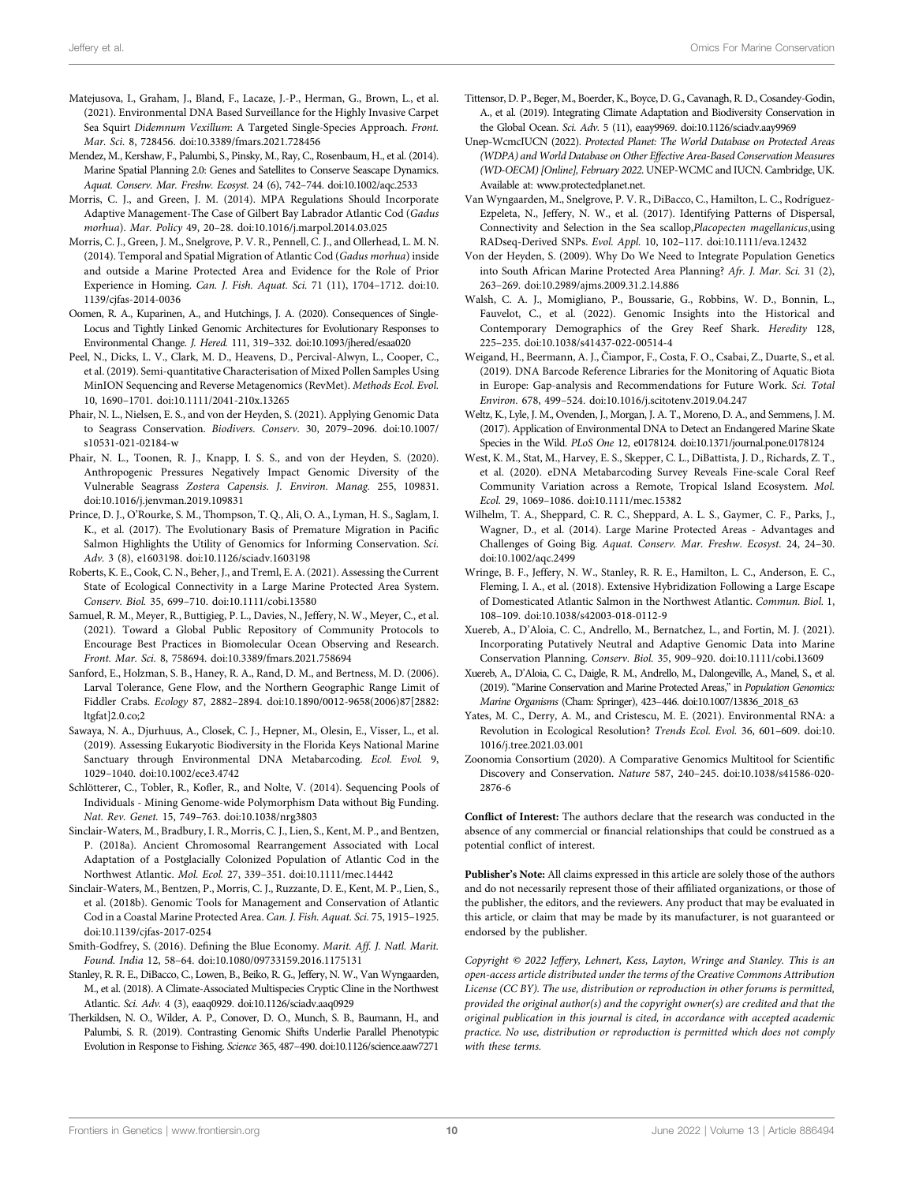Matejusova, I., Graham, J., Bland, F., Lacaze, J.-P., Herman, G., Brown, L., et al. (2021). Environmental DNA Based Surveillance for the Highly Invasive Carpet Sea Squirt *Didemnum Vexillum*: A Targeted Single-Species Approach. *Front. Mar. Sci.* 8, 728456. doi:10.3389/fmars.2021.728456

Mendez, M., Kershaw, F., Palumbi, S., Pinsky, M., Ray, C., Rosenbaum, H., et al. (2014). Marine Spatial Planning 2.0: Genes and Satellites to Conserve Seascape Dynamics. *Aquat. Conserv. Mar. Freshw. Ecosyst.* 24 (6), 742–744. doi:10.1002/aqc.2533

Morris, C. J., and Green, J. M. (2014). MPA Regulations Should Incorporate Adaptive Management-The Case of Gilbert Bay Labrador Atlantic Cod (*Gadus morhua*). *Mar. Policy* 49, 20–28. doi:10.1016/j.marpol.2014.03.025

Morris, C. J., Green, J. M., Snelgrove, P. V. R., Pennell, C. J., and Ollerhead, L. M. N. (2014). Temporal and Spatial Migration of Atlantic Cod (*Gadus morhua*) inside and outside a Marine Protected Area and Evidence for the Role of Prior Experience in Homing. *Can. J. Fish. Aquat. Sci.* 71 (11), 1704–1712. doi:10.1139/cjfas-2014-0036

Oomen, R. A., Kuparinen, A., and Hutchings, J. A. (2020). Consequences of Single-Locus and Tightly Linked Genomic Architectures for Evolutionary Responses to Environmental Change. *J. Hered.* 111, 319–332. doi:10.1093/jhered/esaa020

Peel, N., Dicks, L. V., Clark, M. D., Heavens, D., Percival-Alwyn, L., Cooper, C., et al. (2019). Semi-quantitative Characterisation of Mixed Pollen Samples Using MinION Sequencing and Reverse Metagenomics (RevMet). *Methods Ecol. Evol.* 10, 1690–1701. doi:10.1111/2041-210x.13265

Phair, N. L., Nielsen, E. S., and von der Heyden, S. (2021). Applying Genomic Data to Seagrass Conservation. *Biodivers. Conserv.* 30, 2079–2096. doi:10.1007/s10531-021-02184-w

Phair, N. L., Toonen, R. J., Knapp, I. S. S., and von der Heyden, S. (2020). Anthropogenic Pressures Negatively Impact Genomic Diversity of the Vulnerable Seagrass *Zostera Capensis*. *J. Environ. Manag.* 255, 109831. doi:10.1016/j.jenvman.2019.109831

Prince, D. J., O'Rourke, S. M., Thompson, T. Q., Ali, O. A., Lyman, H. S., Saglam, I. K., et al. (2017). The Evolutionary Basis of Premature Migration in Pacific Salmon Highlights the Utility of Genomics for Informing Conservation. *Sci. Adv.* 3 (8), e1603198. doi:10.1126/sciadv.1603198

Roberts, K. E., Cook, C. N., Beher, J., and Treml, E. A. (2021). Assessing the Current State of Ecological Connectivity in a Large Marine Protected Area System. *Conserv. Biol.* 35, 699–710. doi:10.1111/cobi.13580

Samuel, R. M., Meyer, R., Buttigieg, P. L., Davies, N., Jeffery, N. W., Meyer, C., et al. (2021). Toward a Global Public Repository of Community Protocols to Encourage Best Practices in Biomolecular Ocean Observing and Research. *Front. Mar. Sci.* 8, 758694. doi:10.3389/fmars.2021.758694

Sanford, E., Holzman, S. B., Haney, R. A., Rand, D. M., and Bertness, M. D. (2006). Larval Tolerance, Gene Flow, and the Northern Geographic Range Limit of Fiddler Crabs. *Ecology* 87, 2882–2894. doi:10.1890/0012-9658(2006)87[2882:ltgfat]2.0.co;2

Sawaya, N. A., Djurhuus, A., Closek, C. J., Hepner, M., Olesin, E., Visser, L., et al. (2019). Assessing Eukaryotic Biodiversity in the Florida Keys National Marine Sanctuary through Environmental DNA Metabarcoding. *Ecol. Evol.* 9, 1029–1040. doi:10.1002/ece3.4742

Schlötterer, C., Tobler, R., Kofler, R., and Nolte, V. (2014). Sequencing Pools of Individuals - Mining Genome-wide Polymorphism Data without Big Funding. *Nat. Rev. Genet.* 15, 749–763. doi:10.1038/nrg3803

Sinclair-Waters, M., Bradbury, I. R., Morris, C. J., Lien, S., Kent, M. P., and Bentzen, P. (2018a). Ancient Chromosomal Rearrangement Associated with Local Adaptation of a Postglacially Colonized Population of Atlantic Cod in the Northwest Atlantic. *Mol. Ecol.* 27, 339–351. doi:10.1111/mec.14442

Sinclair-Waters, M., Bentzen, P., Morris, C. J., Ruzzante, D. E., Kent, M. P., Lien, S., et al. (2018b). Genomic Tools for Management and Conservation of Atlantic Cod in a Coastal Marine Protected Area. *Can. J. Fish. Aquat. Sci.* 75, 1915–1925. doi:10.1139/cjfas-2017-0254

Smith-Godfrey, S. (2016). Defining the Blue Economy. *Marit. Aff. J. Natl. Marit. Found. India* 12, 58–64. doi:10.1080/09733159.2016.1175131

Stanley, R. R. E., DiBacco, C., Lowen, B., Beiko, R. G., Jeffery, N. W., Van Wyngaarden, M., et al. (2018). A Climate-Associated Multispecies Cryptic Cline in the Northwest Atlantic. *Sci. Adv.* 4 (3), eaaq0929. doi:10.1126/sciadv.aaq0929

Therkildsen, N. O., Wilder, A. P., Conover, D. O., Munch, S. B., Baumann, H., and Palumbi, S. R. (2019). Contrasting Genomic Shifts Underlie Parallel Phenotypic Evolution in Response to Fishing. *Science* 365, 487–490. doi:10.1126/science.aaw7271

Tittensor, D. P., Beger, M., Boerder, K., Boyce, D. G., Cavanagh, R. D., Cosandey-Godin, A., et al. (2019). Integrating Climate Adaptation and Biodiversity Conservation in the Global Ocean. *Sci. Adv.* 5 (11), eaay9969. doi:10.1126/sciadv.aay9969

Unep-WcmcIUCN (2022). *Protected Planet: The World Database on Protected Areas (WDPA) and World Database on Other Effective Area-Based Conservation Measures (WD-OECM) [Online], February 2022*. UNEP-WCMC and IUCN. Cambridge, UK. Available at: www.protectedplanet.net.

Van Wyngaarden, M., Snelgrove, P. V. R., DiBacco, C., Hamilton, L. C., Rodríguez-Ezpeleta, N., Jeffery, N. W., et al. (2017). Identifying Patterns of Dispersal, Connectivity and Selection in the Sea scallop,*Placopecten magellanicus*,using RADseq-Derived SNPs. *Evol. Appl.* 10, 102–117. doi:10.1111/eva.12432

Von der Heyden, S. (2009). Why Do We Need to Integrate Population Genetics into South African Marine Protected Area Planning? *Afr. J. Mar. Sci.* 31 (2), 263–269. doi:10.2989/ajms.2009.31.2.14.886

Walsh, C. A. J., Momigliano, P., Boussarie, G., Robbins, W. D., Bonnin, L., Fauvelot, C., et al. (2022). Genomic Insights into the Historical and Contemporary Demographics of the Grey Reef Shark. *Heredity* 128, 225–235. doi:10.1038/s41437-022-00514-4

Weigand, H., Beermann, A. J., Čiampor, F., Costa, F. O., Csabai, Z., Duarte, S., et al. (2019). DNA Barcode Reference Libraries for the Monitoring of Aquatic Biota in Europe: Gap-analysis and Recommendations for Future Work. *Sci. Total Environ.* 678, 499–524. doi:10.1016/j.scitotenv.2019.04.247

Weltz, K., Lyle, J. M., Ovenden, J., Morgan, J. A. T., Moreno, D. A., and Semmens, J. M. (2017). Application of Environmental DNA to Detect an Endangered Marine Skate Species in the Wild. *PLoS One* 12, e0178124. doi:10.1371/journal.pone.0178124

West, K. M., Stat, M., Harvey, E. S., Skepper, C. L., DiBattista, J. D., Richards, Z. T., et al. (2020). eDNA Metabarcoding Survey Reveals Fine-scale Coral Reef Community Variation across a Remote, Tropical Island Ecosystem. *Mol. Ecol.* 29, 1069–1086. doi:10.1111/mec.15382

Wilhelm, T. A., Sheppard, C. R. C., Sheppard, A. L. S., Gaymer, C. F., Parks, J., Wagner, D., et al. (2014). Large Marine Protected Areas - Advantages and Challenges of Going Big. *Aquat. Conserv. Mar. Freshw. Ecosyst.* 24, 24–30. doi:10.1002/aqc.2499

Wringe, B. F., Jeffery, N. W., Stanley, R. R. E., Hamilton, L. C., Anderson, E. C., Fleming, I. A., et al. (2018). Extensive Hybridization Following a Large Escape of Domesticated Atlantic Salmon in the Northwest Atlantic. *Commun. Biol.* 1, 108–109. doi:10.1038/s42003-018-0112-9

Xuereb, A., D'Aloia, C. C., Andrello, M., Bernatchez, L., and Fortin, M. J. (2021). Incorporating Putatively Neutral and Adaptive Genomic Data into Marine Conservation Planning. *Conserv. Biol.* 35, 909–920. doi:10.1111/cobi.13609

Xuereb, A., D'Aloia, C. C., Daigle, R. M., Andrello, M., Dalongeville, A., Manel, S., et al. (2019). "Marine Conservation and Marine Protected Areas," in *Population Genomics: Marine Organisms* (Cham: Springer), 423–446. doi:10.1007/13836_2018_63

Yates, M. C., Derry, A. M., and Cristescu, M. E. (2021). Environmental RNA: a Revolution in Ecological Resolution? *Trends Ecol. Evol.* 36, 601–609. doi:10.1016/j.tree.2021.03.001

Zoonomia Consortium (2020). A Comparative Genomics Multitool for Scientific Discovery and Conservation. *Nature* 587, 240–245. doi:10.1038/s41586-020-2876-6

**Conflict of Interest:** The authors declare that the research was conducted in the absence of any commercial or financial relationships that could be construed as a potential conflict of interest.

**Publisher's Note:** All claims expressed in this article are solely those of the authors and do not necessarily represent those of their affiliated organizations, or those of the publisher, the editors, and the reviewers. Any product that may be evaluated in this article, or claim that may be made by its manufacturer, is not guaranteed or endorsed by the publisher.

*Copyright © 2022 Jeffery, Lehnert, Kess, Layton, Wringe and Stanley. This is an open-access article distributed under the terms of the Creative Commons Attribution License (CC BY). The use, distribution or reproduction in other forums is permitted, provided the original author(s) and the copyright owner(s) are credited and that the original publication in this journal is cited, in accordance with accepted academic practice. No use, distribution or reproduction is permitted which does not comply with these terms.*